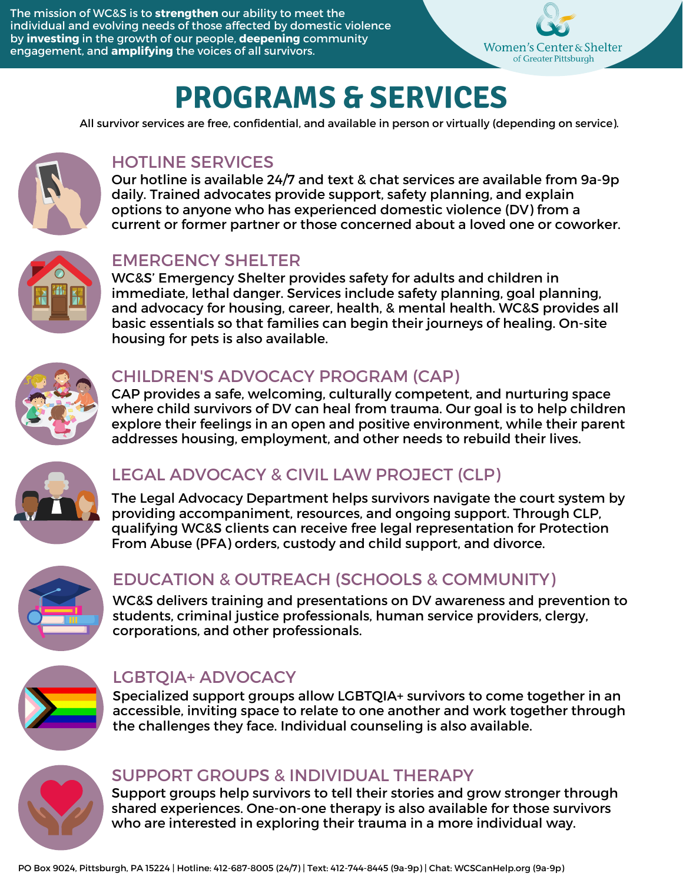The mission of WC&S is to **strengthen** our ability to meet the individual and evolving needs of those affected by domestic violence by **investing** in the growth of our people, **deepening** community engagement, and **amplifying** the voices of all survivors.

Women's Center & Shelter of Greater Pittsburgh

# PROGRAMS & SERVICES

All survivor services are free, confidential, and available in person or virtually (depending on service).

## HOTLINE SERVICES

Our hotline is available 24/7 and text & chat services are available from 9a-9p daily. Trained advocates provide support, safety planning, and explain options to anyone who has experienced domestic violence (DV) from a current or former partner or those concerned about a loved one or coworker.

## EMERGENCY SHELTER

WC&S' Emergency Shelter provides safety for adults and children in immediate, lethal danger. Services include safety planning, goal planning, and advocacy for housing, career, health, & mental health. WC&S provides all basic essentials so that families can begin their journeys of healing. On-site housing for pets is also available.

## CHILDREN'S ADVOCACY PROGRAM (CAP)

CAP provides a safe, welcoming, culturally competent, and nurturing space where child survivors of DV can heal from trauma. Our goal is to help children explore their feelings in an open and positive environment, while their parent addresses housing, employment, and other needs to rebuild their lives.

## LEGAL ADVOCACY & CIVIL LAW PROJECT (CLP)

The Legal Advocacy Department helps survivors navigate the court system by providing accompaniment, resources, and ongoing support. Through CLP, qualifying WC&S clients can receive free legal representation for Protection From Abuse (PFA) orders, custody and child support, and divorce.

## EDUCATION & OUTREACH (SCHOOLS & COMMUNITY)

WC&S delivers training and presentations on DV awareness and prevention to students, criminal justice professionals, human service providers, clergy, corporations, and other professionals.

## LGBTQIA+ ADVOCACY

Specialized support groups allow LGBTQIA+ survivors to come together in an accessible, inviting space to relate to one another and work together through the challenges they face. Individual counseling is also available.

## SUPPORT GROUPS & INDIVIDUAL THERAPY

Support groups help survivors to tell their stories and grow stronger through shared experiences. One-on-one therapy is also available for those survivors who are interested in exploring their trauma in a more individual way.

PO Box 9024, Pittsburgh, PA 15224 | Hotline: 412-687-8005 (24/7) | Text: 412-744-8445 (9a-9p) | Chat: WCSCanHelp.org (9a-9p)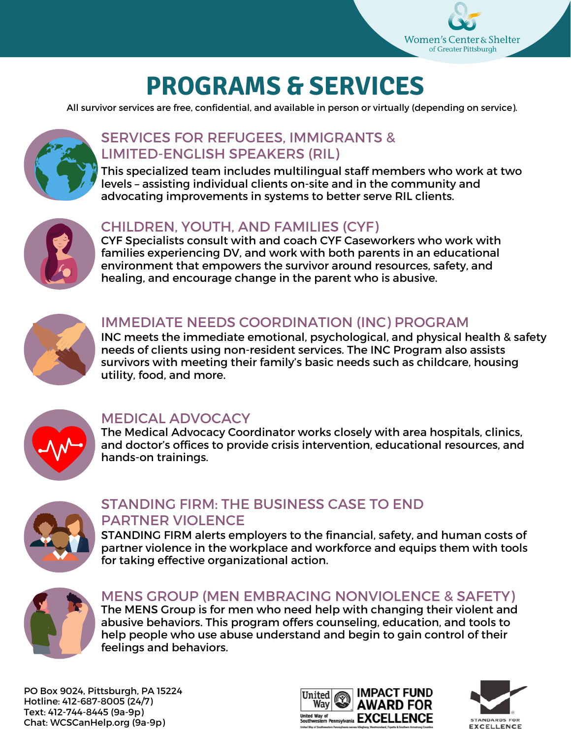Women's Center & Shelter of Greater Pittsburgh

# PROGRAMS & SERVICES

All survivor services are free, confidential, and available in person or virtually (depending on service).

## SERVICES FOR REFUGEES, IMMIGRANTS & LIMITED-ENGLISH SPEAKERS (RIL)

This specialized team includes multilingual staff members who work at two levels – assisting individual clients on-site and in the community and advocating improvements in systems to better serve RIL clients.

## CHILDREN, YOUTH, AND FAMILIES (CYF)

CYF Specialists consult with and coach CYF Caseworkers who work with families experiencing DV, and work with both parents in an educational environment that empowers the survivor around resources, safety, and healing, and encourage change in the parent who is abusive.

## IMMEDIATE NEEDS COORDINATION (INC) PROGRAM

INC meets the immediate emotional, psychological, and physical health & safety needs of clients using non-resident services. The INC Program also assists survivors with meeting their family's basic needs such as childcare, housing utility, food, and more.

## MEDICAL ADVOCACY

The Medical Advocacy Coordinator works closely with area hospitals, clinics, and doctor's offices to provide crisis intervention, educational resources, and hands-on trainings.

## STANDING FIRM: THE BUSINESS CASE TO END PARTNER VIOLENCE

STANDING FIRM alerts employers to the financial, safety, and human costs of partner violence in the workplace and workforce and equips them with tools for taking effective organizational action.

## MENS GROUP (MEN EMBRACING NONVIOLENCE & SAFETY)

The MENS Group is for men who need help with changing their violent and abusive behaviors. This program offers counseling, education, and tools to help people who use abuse understand and begin to gain control of their feelings and behaviors.

PO Box 9024, Pittsburgh, PA 15224
Hotline: 412-687-8005 (24/7)
Text: 412-744-8445 (9a-9p)
Chat: WCSCanHelp.org (9a-9p)

United Way of Southwestern Pennsylvania IMPACT FUND AWARD FOR EXCELLENCE

STANDARDS FOR EXCELLENCE